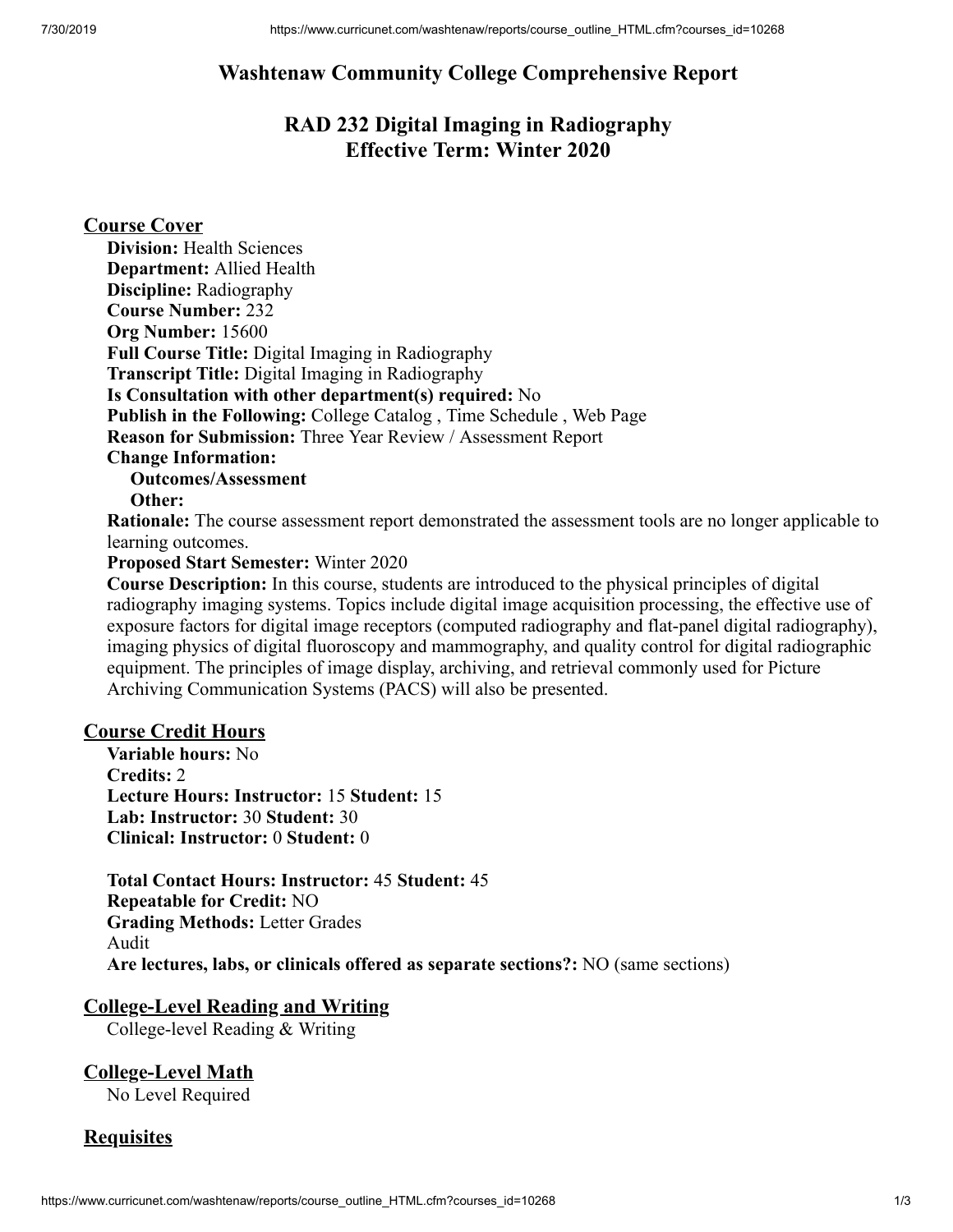# Washtenaw Community College Comprehensive Report

## RAD 232 Digital Imaging in Radiography
## Effective Term: Winter 2020

### Course Cover

**Division:** Health Sciences
**Department:** Allied Health
**Discipline:** Radiography
**Course Number:** 232
**Org Number:** 15600
**Full Course Title:** Digital Imaging in Radiography
**Transcript Title:** Digital Imaging in Radiography
**Is Consultation with other department(s) required:** No
**Publish in the Following:** College Catalog , Time Schedule , Web Page
**Reason for Submission:** Three Year Review / Assessment Report
**Change Information:**
    **Outcomes/Assessment**
    **Other:**
**Rationale:** The course assessment report demonstrated the assessment tools are no longer applicable to learning outcomes.
**Proposed Start Semester:** Winter 2020
**Course Description:** In this course, students are introduced to the physical principles of digital radiography imaging systems. Topics include digital image acquisition processing, the effective use of exposure factors for digital image receptors (computed radiography and flat-panel digital radiography), imaging physics of digital fluoroscopy and mammography, and quality control for digital radiographic equipment. The principles of image display, archiving, and retrieval commonly used for Picture Archiving Communication Systems (PACS) will also be presented.

### Course Credit Hours

**Variable hours:** No
**Credits:** 2
**Lecture Hours: Instructor:** 15 **Student:** 15
**Lab: Instructor:** 30 **Student:** 30
**Clinical: Instructor:** 0 **Student:** 0

**Total Contact Hours: Instructor:** 45 **Student:** 45
**Repeatable for Credit:** NO
**Grading Methods:** Letter Grades
Audit
**Are lectures, labs, or clinicals offered as separate sections?:** NO (same sections)

### College-Level Reading and Writing

College-level Reading & Writing

### College-Level Math

No Level Required

### Requisites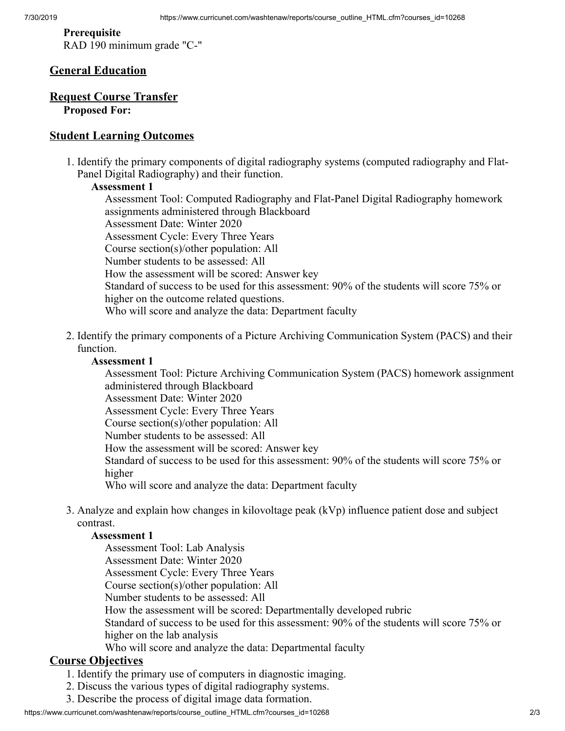**Prerequisite**
RAD 190 minimum grade "C-"

## General Education

## Request Course Transfer

**Proposed For:**

## Student Learning Outcomes

1. Identify the primary components of digital radiography systems (computed radiography and Flat-Panel Digital Radiography) and their function.

   **Assessment 1**

   Assessment Tool: Computed Radiography and Flat-Panel Digital Radiography homework assignments administered through Blackboard
   Assessment Date: Winter 2020
   Assessment Cycle: Every Three Years
   Course section(s)/other population: All
   Number students to be assessed: All
   How the assessment will be scored: Answer key
   Standard of success to be used for this assessment: 90% of the students will score 75% or higher on the outcome related questions.
   Who will score and analyze the data: Department faculty

2. Identify the primary components of a Picture Archiving Communication System (PACS) and their function.

   **Assessment 1**

   Assessment Tool: Picture Archiving Communication System (PACS) homework assignment administered through Blackboard
   Assessment Date: Winter 2020
   Assessment Cycle: Every Three Years
   Course section(s)/other population: All
   Number students to be assessed: All
   How the assessment will be scored: Answer key
   Standard of success to be used for this assessment: 90% of the students will score 75% or higher
   Who will score and analyze the data: Department faculty

3. Analyze and explain how changes in kilovoltage peak (kVp) influence patient dose and subject contrast.

   **Assessment 1**

   Assessment Tool: Lab Analysis
   Assessment Date: Winter 2020
   Assessment Cycle: Every Three Years
   Course section(s)/other population: All
   Number students to be assessed: All
   How the assessment will be scored: Departmentally developed rubric
   Standard of success to be used for this assessment: 90% of the students will score 75% or higher on the lab analysis
   Who will score and analyze the data: Departmental faculty

## Course Objectives

1. Identify the primary use of computers in diagnostic imaging.
2. Discuss the various types of digital radiography systems.
3. Describe the process of digital image data formation.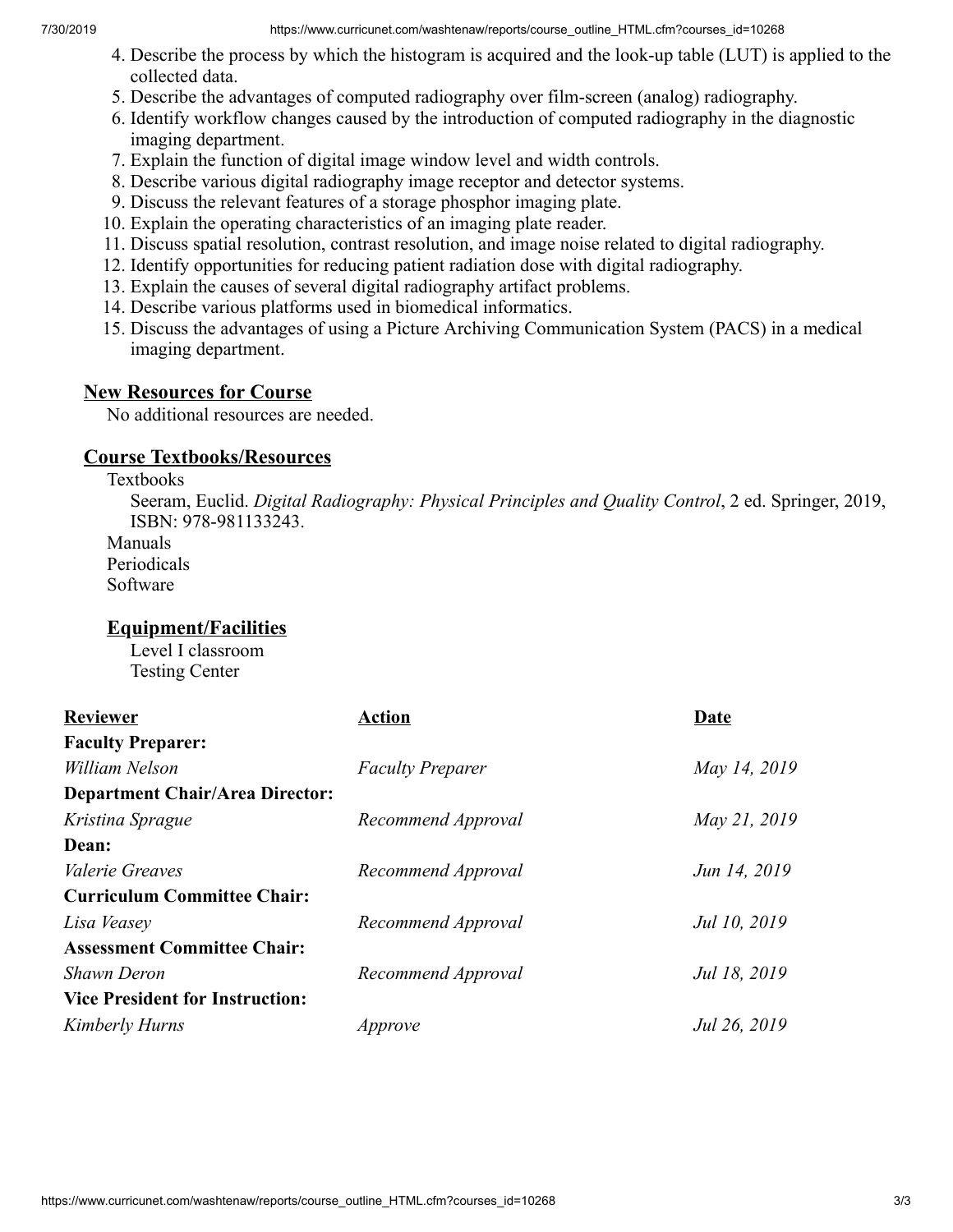4. Describe the process by which the histogram is acquired and the look-up table (LUT) is applied to the collected data.
5. Describe the advantages of computed radiography over film-screen (analog) radiography.
6. Identify workflow changes caused by the introduction of computed radiography in the diagnostic imaging department.
7. Explain the function of digital image window level and width controls.
8. Describe various digital radiography image receptor and detector systems.
9. Discuss the relevant features of a storage phosphor imaging plate.
10. Explain the operating characteristics of an imaging plate reader.
11. Discuss spatial resolution, contrast resolution, and image noise related to digital radiography.
12. Identify opportunities for reducing patient radiation dose with digital radiography.
13. Explain the causes of several digital radiography artifact problems.
14. Describe various platforms used in biomedical informatics.
15. Discuss the advantages of using a Picture Archiving Communication System (PACS) in a medical imaging department.

## New Resources for Course

No additional resources are needed.

## Course Textbooks/Resources

Textbooks

Seeram, Euclid. *Digital Radiography: Physical Principles and Quality Control*, 2 ed. Springer, 2019, ISBN: 978-981133243.

Manuals

Periodicals

Software

## Equipment/Facilities

Level I classroom

Testing Center

| Reviewer | Action | Date |
|---|---|---|
| **Faculty Preparer:** | | |
| *William Nelson* | *Faculty Preparer* | *May 14, 2019* |
| **Department Chair/Area Director:** | | |
| *Kristina Sprague* | *Recommend Approval* | *May 21, 2019* |
| **Dean:** | | |
| *Valerie Greaves* | *Recommend Approval* | *Jun 14, 2019* |
| **Curriculum Committee Chair:** | | |
| *Lisa Veasey* | *Recommend Approval* | *Jul 10, 2019* |
| **Assessment Committee Chair:** | | |
| *Shawn Deron* | *Recommend Approval* | *Jul 18, 2019* |
| **Vice President for Instruction:** | | |
| *Kimberly Hurns* | *Approve* | *Jul 26, 2019* |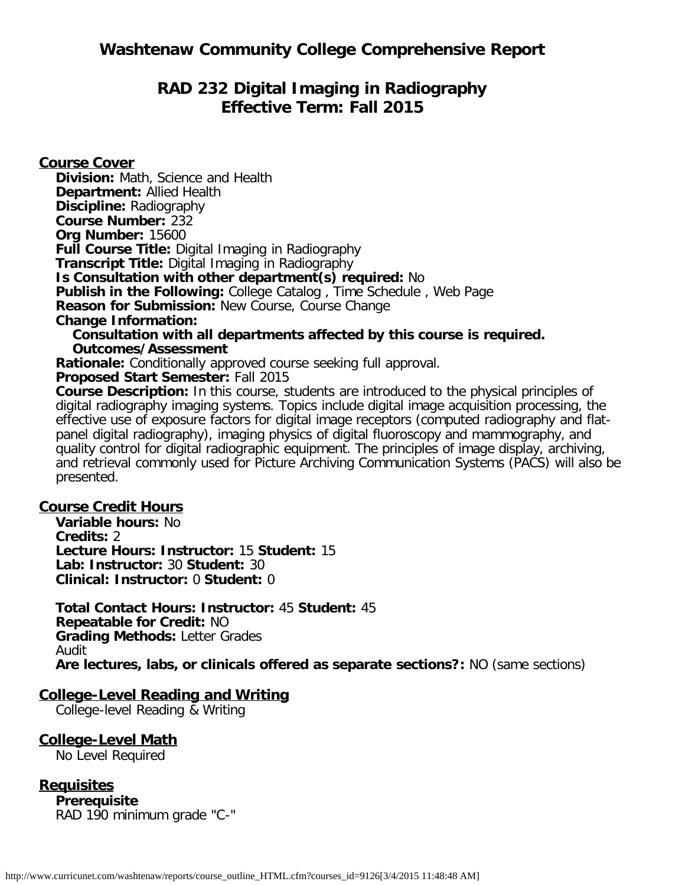# Washtenaw Community College Comprehensive Report

## RAD 232 Digital Imaging in Radiography
## Effective Term: Fall 2015

### Course Cover

**Division:** Math, Science and Health
**Department:** Allied Health
**Discipline:** Radiography
**Course Number:** 232
**Org Number:** 15600
**Full Course Title:** Digital Imaging in Radiography
**Transcript Title:** Digital Imaging in Radiography
**Is Consultation with other department(s) required:** No
**Publish in the Following:** College Catalog , Time Schedule , Web Page
**Reason for Submission:** New Course, Course Change
**Change Information:**
**Consultation with all departments affected by this course is required.**
**Outcomes/Assessment**
**Rationale:** Conditionally approved course seeking full approval.
**Proposed Start Semester:** Fall 2015
**Course Description:** In this course, students are introduced to the physical principles of digital radiography imaging systems. Topics include digital image acquisition processing, the effective use of exposure factors for digital image receptors (computed radiography and flat-panel digital radiography), imaging physics of digital fluoroscopy and mammography, and quality control for digital radiographic equipment. The principles of image display, archiving, and retrieval commonly used for Picture Archiving Communication Systems (PACS) will also be presented.

### Course Credit Hours

**Variable hours:** No
**Credits:** 2
**Lecture Hours: Instructor:** 15 **Student:** 15
**Lab: Instructor:** 30 **Student:** 30
**Clinical: Instructor:** 0 **Student:** 0

**Total Contact Hours: Instructor:** 45 **Student:** 45
**Repeatable for Credit:** NO
**Grading Methods:** Letter Grades
Audit
**Are lectures, labs, or clinicals offered as separate sections?:** NO (same sections)

### College-Level Reading and Writing

College-level Reading & Writing

### College-Level Math

No Level Required

### Requisites

**Prerequisite**
RAD 190 minimum grade "C-"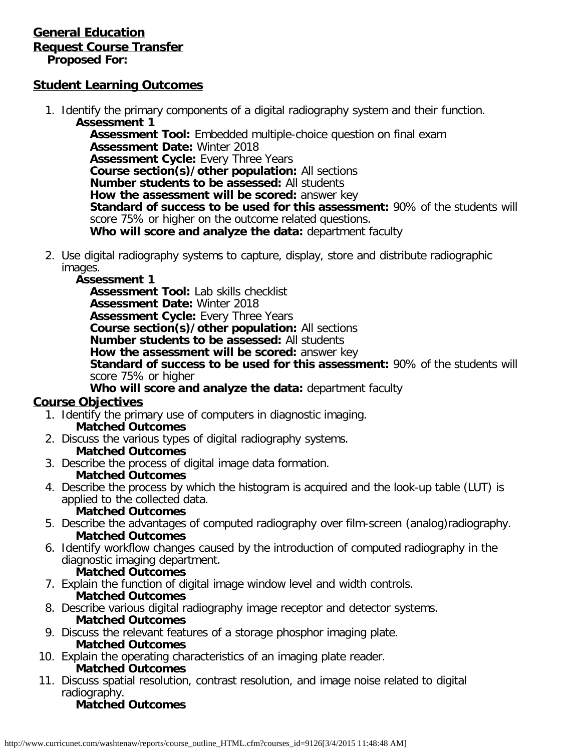## General Education

## Request Course Transfer

**Proposed For:**

## Student Learning Outcomes

1. Identify the primary components of a digital radiography system and their function.
   - **Assessment 1**
     - **Assessment Tool:** Embedded multiple-choice question on final exam
     - **Assessment Date:** Winter 2018
     - **Assessment Cycle:** Every Three Years
     - **Course section(s)/other population:** All sections
     - **Number students to be assessed:** All students
     - **How the assessment will be scored:** answer key
     - **Standard of success to be used for this assessment:** 90% of the students will score 75% or higher on the outcome related questions.
     - **Who will score and analyze the data:** department faculty
2. Use digital radiography systems to capture, display, store and distribute radiographic images.
   - **Assessment 1**
     - **Assessment Tool:** Lab skills checklist
     - **Assessment Date:** Winter 2018
     - **Assessment Cycle:** Every Three Years
     - **Course section(s)/other population:** All sections
     - **Number students to be assessed:** All students
     - **How the assessment will be scored:** answer key
     - **Standard of success to be used for this assessment:** 90% of the students will score 75% or higher
     - **Who will score and analyze the data:** department faculty

## Course Objectives

1. Identify the primary use of computers in diagnostic imaging.
   **Matched Outcomes**
2. Discuss the various types of digital radiography systems.
   **Matched Outcomes**
3. Describe the process of digital image data formation.
   **Matched Outcomes**
4. Describe the process by which the histogram is acquired and the look-up table (LUT) is applied to the collected data.
   **Matched Outcomes**
5. Describe the advantages of computed radiography over film-screen (analog)radiography.
   **Matched Outcomes**
6. Identify workflow changes caused by the introduction of computed radiography in the diagnostic imaging department.
   **Matched Outcomes**
7. Explain the function of digital image window level and width controls.
   **Matched Outcomes**
8. Describe various digital radiography image receptor and detector systems.
   **Matched Outcomes**
9. Discuss the relevant features of a storage phosphor imaging plate.
   **Matched Outcomes**
10. Explain the operating characteristics of an imaging plate reader.
    **Matched Outcomes**
11. Discuss spatial resolution, contrast resolution, and image noise related to digital radiography.
    **Matched Outcomes**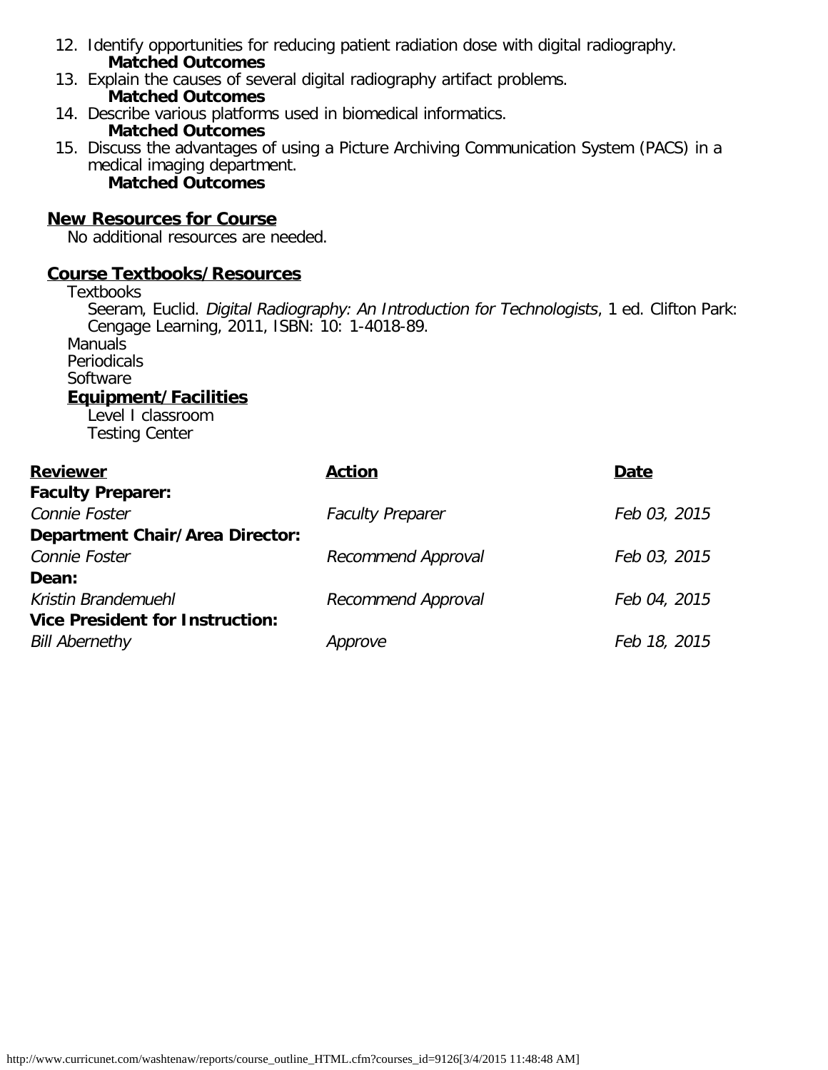12. Identify opportunities for reducing patient radiation dose with digital radiography.
    **Matched Outcomes**
13. Explain the causes of several digital radiography artifact problems.
    **Matched Outcomes**
14. Describe various platforms used in biomedical informatics.
    **Matched Outcomes**
15. Discuss the advantages of using a Picture Archiving Communication System (PACS) in a medical imaging department.
    **Matched Outcomes**

## New Resources for Course

No additional resources are needed.

## Course Textbooks/Resources

Textbooks

Seeram, Euclid. *Digital Radiography: An Introduction for Technologists*, 1 ed. Clifton Park: Cengage Learning, 2011, ISBN: 10: 1-4018-89.

Manuals

Periodicals

Software

### Equipment/Facilities

Level I classroom

Testing Center

| Reviewer | Action | Date |
|---|---|---|
| **Faculty Preparer:** | | |
| *Connie Foster* | *Faculty Preparer* | *Feb 03, 2015* |
| **Department Chair/Area Director:** | | |
| *Connie Foster* | *Recommend Approval* | *Feb 03, 2015* |
| **Dean:** | | |
| *Kristin Brandemuehl* | *Recommend Approval* | *Feb 04, 2015* |
| **Vice President for Instruction:** | | |
| *Bill Abernethy* | *Approve* | *Feb 18, 2015* |